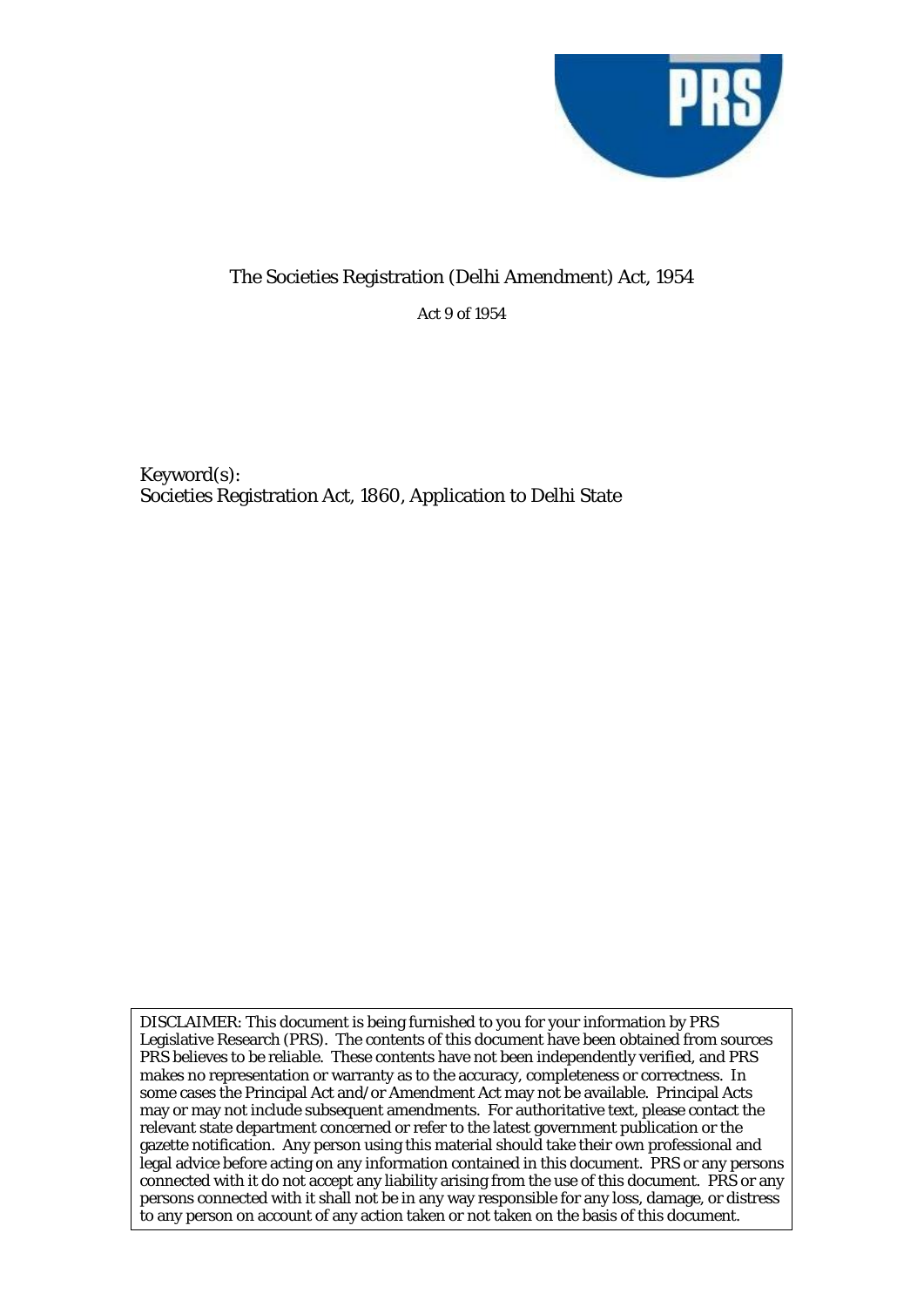# The Societies Registration (Delhi Amendment) Act, 1954

Act 9 of 1954

Keyword(s):
Societies Registration Act, 1860, Application to Delhi State

DISCLAIMER: This document is being furnished to you for your information by PRS Legislative Research (PRS). The contents of this document have been obtained from sources PRS believes to be reliable. These contents have not been independently verified, and PRS makes no representation or warranty as to the accuracy, completeness or correctness. In some cases the Principal Act and/or Amendment Act may not be available. Principal Acts may or may not include subsequent amendments. For authoritative text, please contact the relevant state department concerned or refer to the latest government publication or the gazette notification. Any person using this material should take their own professional and legal advice before acting on any information contained in this document. PRS or any persons connected with it do not accept any liability arising from the use of this document. PRS or any persons connected with it shall not be in any way responsible for any loss, damage, or distress to any person on account of any action taken or not taken on the basis of this document.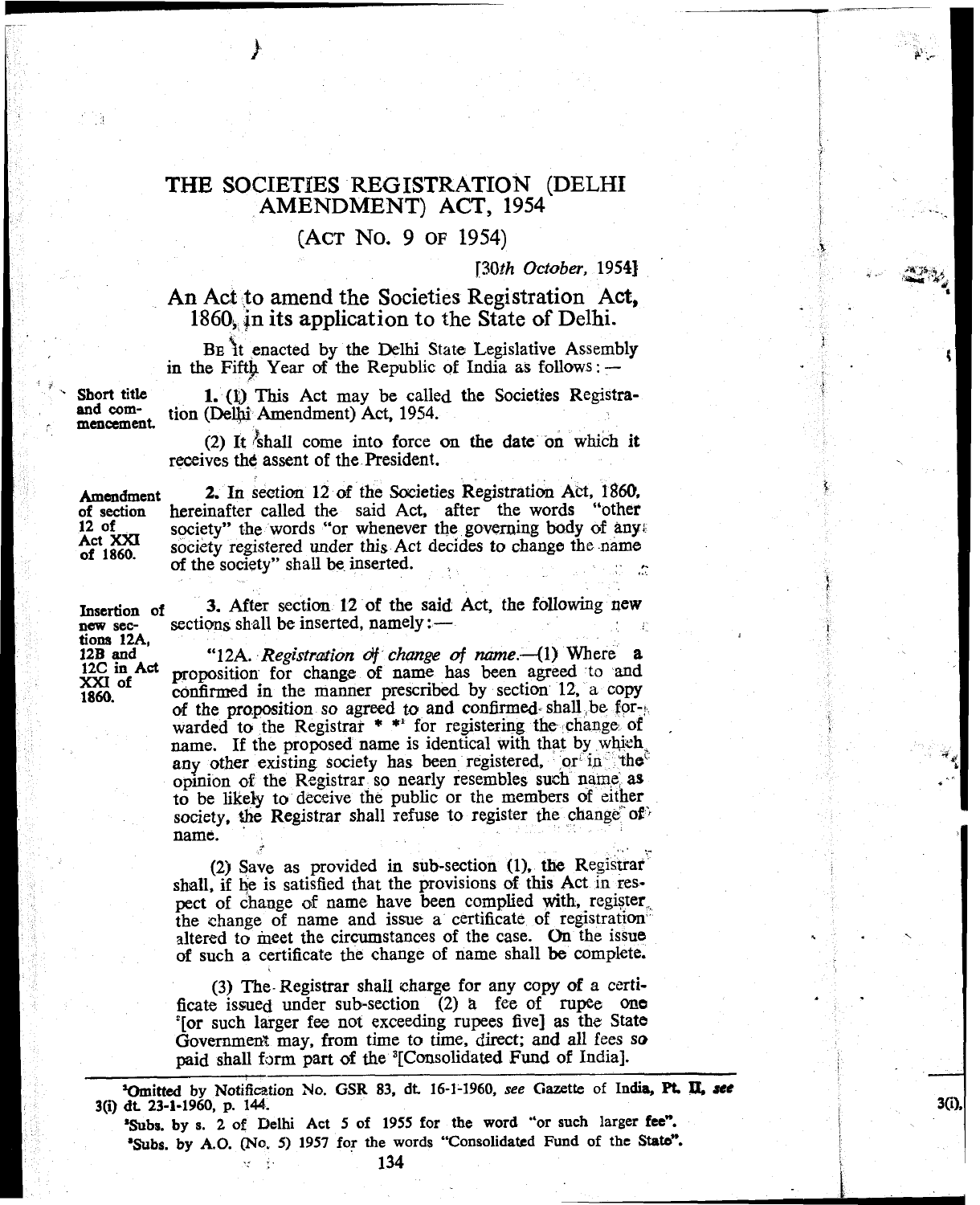# THE SOCIETIES REGISTRATION (DELHI AMENDMENT) ACT, 1954

## (ACT NO. 9 OF 1954)

[30th October, 1954]

## An Act to amend the Societies Registration Act, 1860, in its application to the State of Delhi.

BE it enacted by the Delhi State Legislative Assembly in the Fifth Year of the Republic of India as follows:—

**Short title and commencement.**

1. (1) This Act may be called the Societies Registration (Delhi Amendment) Act, 1954.

(2) It shall come into force on the date on which it receives the assent of the President.

**Amendment of section 12 of Act XXI of 1860.**

2. In section 12 of the Societies Registration Act, 1860, hereinafter called the said Act, after the words "other society" the words "or whenever the governing body of any society registered under this Act decides to change the name of the society" shall be inserted.

**Insertion of new sections 12A, 12B and 12C in Act XXI of 1860.**

3. After section 12 of the said Act, the following new sections shall be inserted, namely:—

"12A. *Registration of change of name.*—(1) Where a proposition for change of name has been agreed to and confirmed in the manner prescribed by section 12, a copy of the proposition so agreed to and confirmed shall be forwarded to the Registrar * *[1] for registering the change of name. If the proposed name is identical with that by which any other existing society has been registered, or in the opinion of the Registrar so nearly resembles such name as to be likely to deceive the public or the members of either society, the Registrar shall refuse to register the change of name.

(2) Save as provided in sub-section (1), the Registrar shall, if he is satisfied that the provisions of this Act in respect of change of name have been complied with, register the change of name and issue a certificate of registration altered to meet the circumstances of the case. On the issue of such a certificate the change of name shall be complete.

(3) The Registrar shall charge for any copy of a certificate issued under sub-section (2) a fee of rupee one [2][or such larger fee not exceeding rupees five] as the State Government may, from time to time, direct; and all fees so paid shall form part of the [3][Consolidated Fund of India].

---

[1] Omitted by Notification No. GSR 83, dt. 16-1-1960, *see* Gazette of India, Pt. II, *see* 3(i) dt. 23-1-1960, p. 144.

[2] Subs. by s. 2 of Delhi Act 5 of 1955 for the word "or such larger fee".

[3] Subs. by A.O. (No. 5) 1957 for the words "Consolidated Fund of the State".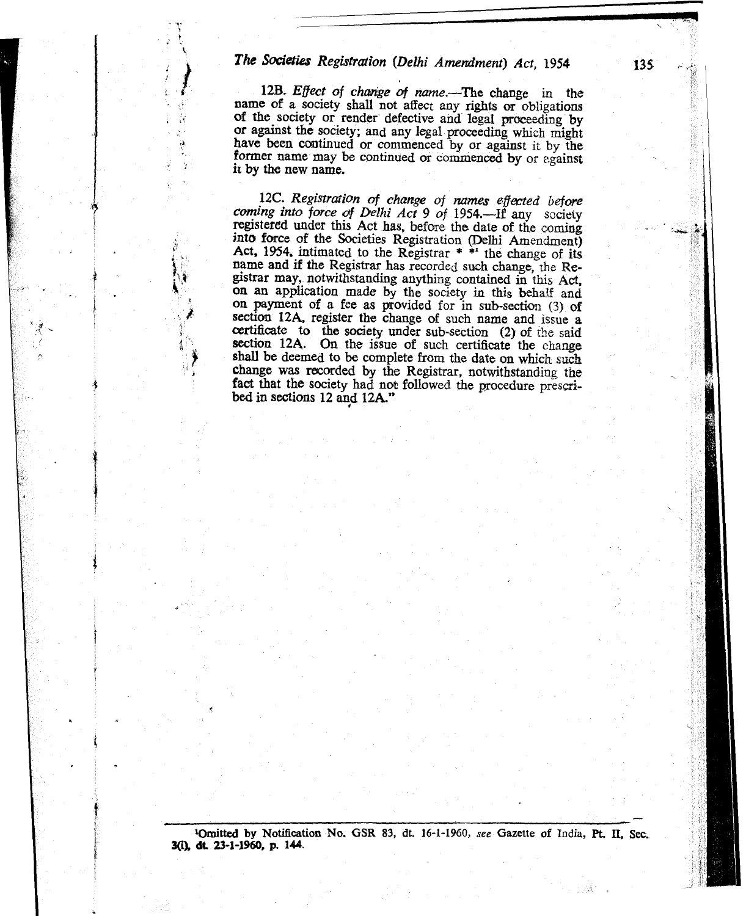12B. *Effect of change of name.*—The change in the name of a society shall not affect any rights or obligations of the society or render defective and legal proceeding by or against the society; and any legal proceeding which might have been continued or commenced by or against it by the former name may be continued or commenced by or against it by the new name.

12C. *Registration of change of names effected before coming into force of Delhi Act 9 of 1954.*—If any society registered under this Act has, before the date of the coming into force of the Societies Registration (Delhi Amendment) Act, 1954, intimated to the Registrar * *[1] the change of its name and if the Registrar has recorded such change, the Registrar may, notwithstanding anything contained in this Act, on an application made by the society in this behalf and on payment of a fee as provided for in sub-section (3) of section 12A, register the change of such name and issue a certificate to the society under sub-section (2) of the said section 12A. On the issue of such certificate the change shall be deemed to be complete from the date on which such change was recorded by the Registrar, notwithstanding the fact that the society had not followed the procedure prescribed in sections 12 and 12A."

---

[1]Omitted by Notification No. GSR 83, dt. 16-1-1960, *see* Gazette of India, Pt. II, Sec. 3(i), dt. 23-1-1960, p. 144.